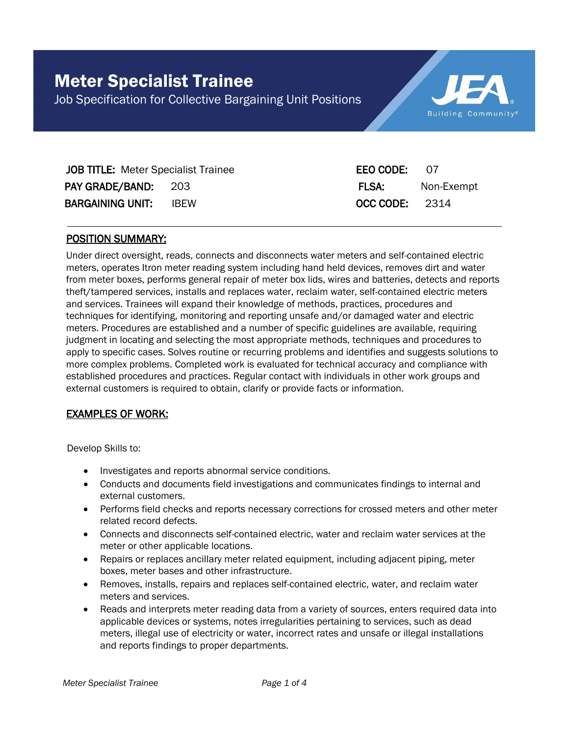# Meter Specialist Trainee

Job Specification for Collective Bargaining Unit Positions

JEA Building Community®

| | | | |
|---|---|---|---|
| **JOB TITLE:** Meter Specialist Trainee | | **EEO CODE:** | 07 |
| **PAY GRADE/BAND:** | 203 | **FLSA:** | Non-Exempt |
| **BARGAINING UNIT:** | IBEW | **OCC CODE:** | 2314 |

## POSITION SUMMARY:

Under direct oversight, reads, connects and disconnects water meters and self-contained electric meters, operates Itron meter reading system including hand held devices, removes dirt and water from meter boxes, performs general repair of meter box lids, wires and batteries, detects and reports theft/tampered services, installs and replaces water, reclaim water, self-contained electric meters and services. Trainees will expand their knowledge of methods, practices, procedures and techniques for identifying, monitoring and reporting unsafe and/or damaged water and electric meters. Procedures are established and a number of specific guidelines are available, requiring judgment in locating and selecting the most appropriate methods, techniques and procedures to apply to specific cases. Solves routine or recurring problems and identifies and suggests solutions to more complex problems. Completed work is evaluated for technical accuracy and compliance with established procedures and practices. Regular contact with individuals in other work groups and external customers is required to obtain, clarify or provide facts or information.

## EXAMPLES OF WORK:

Develop Skills to:

- Investigates and reports abnormal service conditions.
- Conducts and documents field investigations and communicates findings to internal and external customers.
- Performs field checks and reports necessary corrections for crossed meters and other meter related record defects.
- Connects and disconnects self-contained electric, water and reclaim water services at the meter or other applicable locations.
- Repairs or replaces ancillary meter related equipment, including adjacent piping, meter boxes, meter bases and other infrastructure.
- Removes, installs, repairs and replaces self-contained electric, water, and reclaim water meters and services.
- Reads and interprets meter reading data from a variety of sources, enters required data into applicable devices or systems, notes irregularities pertaining to services, such as dead meters, illegal use of electricity or water, incorrect rates and unsafe or illegal installations and reports findings to proper departments.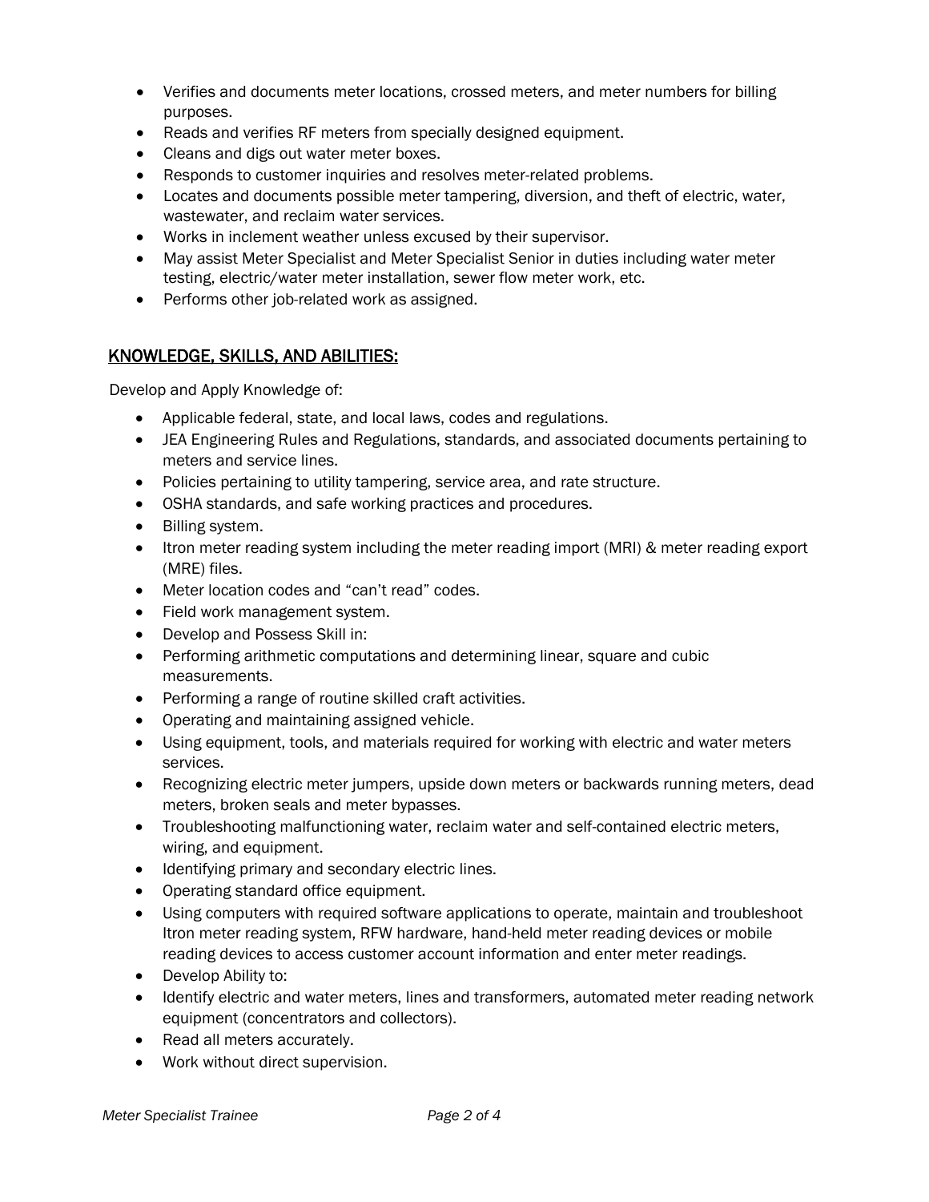- Verifies and documents meter locations, crossed meters, and meter numbers for billing purposes.
- Reads and verifies RF meters from specially designed equipment.
- Cleans and digs out water meter boxes.
- Responds to customer inquiries and resolves meter-related problems.
- Locates and documents possible meter tampering, diversion, and theft of electric, water, wastewater, and reclaim water services.
- Works in inclement weather unless excused by their supervisor.
- May assist Meter Specialist and Meter Specialist Senior in duties including water meter testing, electric/water meter installation, sewer flow meter work, etc.
- Performs other job-related work as assigned.

## KNOWLEDGE, SKILLS, AND ABILITIES:

Develop and Apply Knowledge of:

- Applicable federal, state, and local laws, codes and regulations.
- JEA Engineering Rules and Regulations, standards, and associated documents pertaining to meters and service lines.
- Policies pertaining to utility tampering, service area, and rate structure.
- OSHA standards, and safe working practices and procedures.
- Billing system.
- Itron meter reading system including the meter reading import (MRI) & meter reading export (MRE) files.
- Meter location codes and “can’t read” codes.
- Field work management system.
- Develop and Possess Skill in:
- Performing arithmetic computations and determining linear, square and cubic measurements.
- Performing a range of routine skilled craft activities.
- Operating and maintaining assigned vehicle.
- Using equipment, tools, and materials required for working with electric and water meters services.
- Recognizing electric meter jumpers, upside down meters or backwards running meters, dead meters, broken seals and meter bypasses.
- Troubleshooting malfunctioning water, reclaim water and self-contained electric meters, wiring, and equipment.
- Identifying primary and secondary electric lines.
- Operating standard office equipment.
- Using computers with required software applications to operate, maintain and troubleshoot Itron meter reading system, RFW hardware, hand-held meter reading devices or mobile reading devices to access customer account information and enter meter readings.
- Develop Ability to:
- Identify electric and water meters, lines and transformers, automated meter reading network equipment (concentrators and collectors).
- Read all meters accurately.
- Work without direct supervision.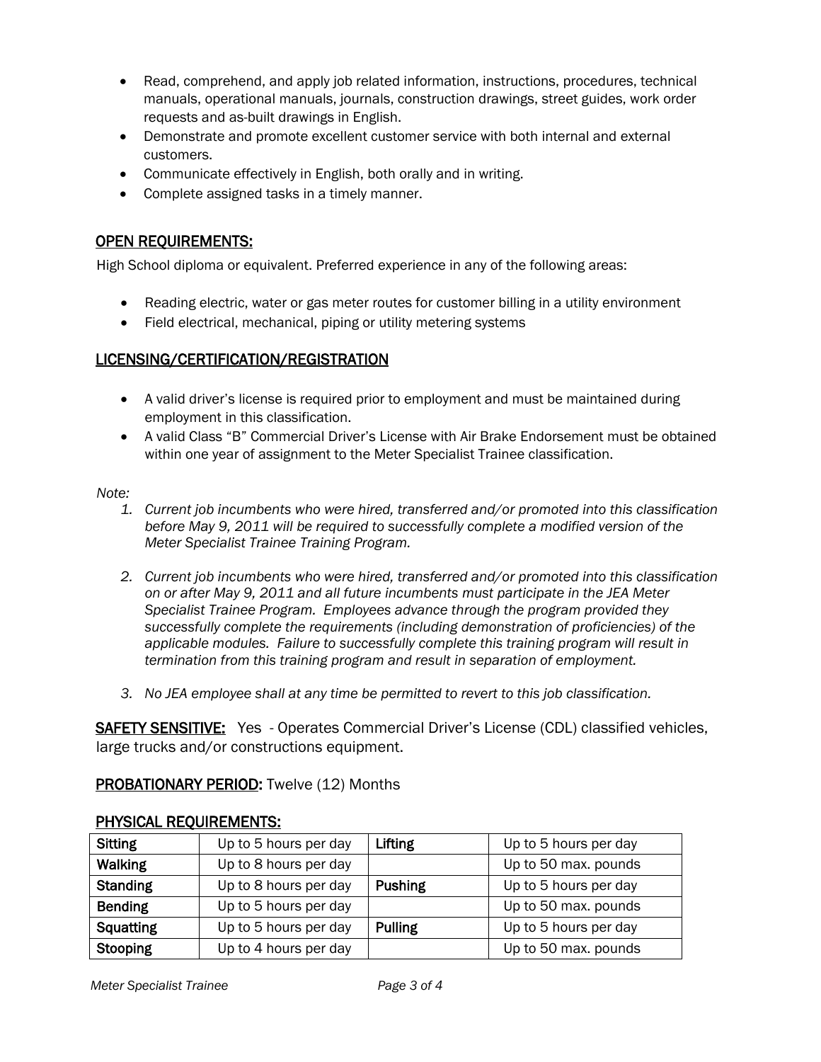- Read, comprehend, and apply job related information, instructions, procedures, technical manuals, operational manuals, journals, construction drawings, street guides, work order requests and as-built drawings in English.
- Demonstrate and promote excellent customer service with both internal and external customers.
- Communicate effectively in English, both orally and in writing.
- Complete assigned tasks in a timely manner.

## OPEN REQUIREMENTS:

High School diploma or equivalent. Preferred experience in any of the following areas:

- Reading electric, water or gas meter routes for customer billing in a utility environment
- Field electrical, mechanical, piping or utility metering systems

## LICENSING/CERTIFICATION/REGISTRATION

- A valid driver's license is required prior to employment and must be maintained during employment in this classification.
- A valid Class "B" Commercial Driver's License with Air Brake Endorsement must be obtained within one year of assignment to the Meter Specialist Trainee classification.

*Note:*

1. *Current job incumbents who were hired, transferred and/or promoted into this classification before May 9, 2011 will be required to successfully complete a modified version of the Meter Specialist Trainee Training Program.*
2. *Current job incumbents who were hired, transferred and/or promoted into this classification on or after May 9, 2011 and all future incumbents must participate in the JEA Meter Specialist Trainee Program. Employees advance through the program provided they successfully complete the requirements (including demonstration of proficiencies) of the applicable modules. Failure to successfully complete this training program will result in termination from this training program and result in separation of employment.*
3. *No JEA employee shall at any time be permitted to revert to this job classification.*

**SAFETY SENSITIVE:** Yes - Operates Commercial Driver's License (CDL) classified vehicles, large trucks and/or constructions equipment.

**PROBATIONARY PERIOD:** Twelve (12) Months

## PHYSICAL REQUIREMENTS:

| **Sitting** | Up to 5 hours per day | **Lifting** | Up to 5 hours per day |
|---|---|---|---|
| **Walking** | Up to 8 hours per day | | Up to 50 max. pounds |
| **Standing** | Up to 8 hours per day | **Pushing** | Up to 5 hours per day |
| **Bending** | Up to 5 hours per day | | Up to 50 max. pounds |
| **Squatting** | Up to 5 hours per day | **Pulling** | Up to 5 hours per day |
| **Stooping** | Up to 4 hours per day | | Up to 50 max. pounds |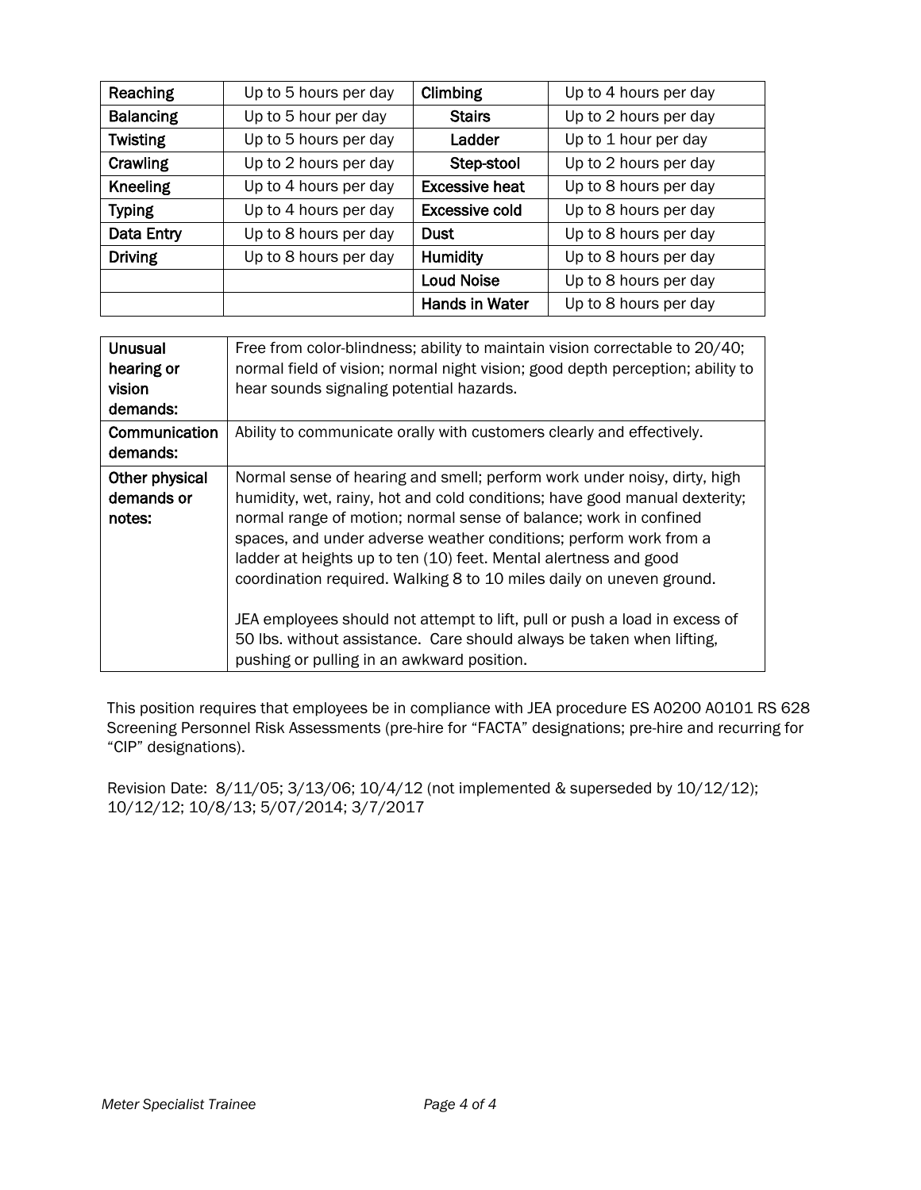| | | | |
|---|---|---|---|
| **Reaching** | Up to 5 hours per day | **Climbing** | Up to 4 hours per day |
| **Balancing** | Up to 5 hour per day | **Stairs** | Up to 2 hours per day |
| **Twisting** | Up to 5 hours per day | **Ladder** | Up to 1 hour per day |
| **Crawling** | Up to 2 hours per day | **Step-stool** | Up to 2 hours per day |
| **Kneeling** | Up to 4 hours per day | **Excessive heat** | Up to 8 hours per day |
| **Typing** | Up to 4 hours per day | **Excessive cold** | Up to 8 hours per day |
| **Data Entry** | Up to 8 hours per day | **Dust** | Up to 8 hours per day |
| **Driving** | Up to 8 hours per day | **Humidity** | Up to 8 hours per day |
| | | **Loud Noise** | Up to 8 hours per day |
| | | **Hands in Water** | Up to 8 hours per day |

| | |
|---|---|
| **Unusual hearing or vision demands:** | Free from color-blindness; ability to maintain vision correctable to 20/40; normal field of vision; normal night vision; good depth perception; ability to hear sounds signaling potential hazards. |
| **Communication demands:** | Ability to communicate orally with customers clearly and effectively. |
| **Other physical demands or notes:** | Normal sense of hearing and smell; perform work under noisy, dirty, high humidity, wet, rainy, hot and cold conditions; have good manual dexterity; normal range of motion; normal sense of balance; work in confined spaces, and under adverse weather conditions; perform work from a ladder at heights up to ten (10) feet. Mental alertness and good coordination required. Walking 8 to 10 miles daily on uneven ground.<br><br>JEA employees should not attempt to lift, pull or push a load in excess of 50 lbs. without assistance. Care should always be taken when lifting, pushing or pulling in an awkward position. |

This position requires that employees be in compliance with JEA procedure ES A0200 A0101 RS 628 Screening Personnel Risk Assessments (pre-hire for "FACTA" designations; pre-hire and recurring for "CIP" designations).

Revision Date: 8/11/05; 3/13/06; 10/4/12 (not implemented & superseded by 10/12/12); 10/12/12; 10/8/13; 5/07/2014; 3/7/2017